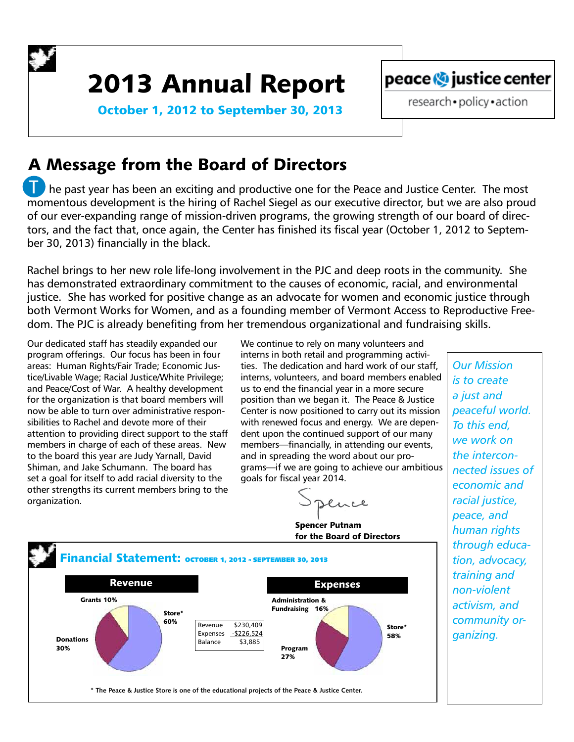# 2013 Annual Report

**October 1, 2012 to September 30, 2013**

peace & justice center
research • policy • action

## A Message from the Board of Directors

The past year has been an exciting and productive one for the Peace and Justice Center. The most momentous development is the hiring of Rachel Siegel as our executive director, but we are also proud of our ever-expanding range of mission-driven programs, the growing strength of our board of directors, and the fact that, once again, the Center has finished its fiscal year (October 1, 2012 to September 30, 2013) financially in the black.

Rachel brings to her new role life-long involvement in the PJC and deep roots in the community. She has demonstrated extraordinary commitment to the causes of economic, racial, and environmental justice. She has worked for positive change as an advocate for women and economic justice through both Vermont Works for Women, and as a founding member of Vermont Access to Reproductive Freedom. The PJC is already benefiting from her tremendous organizational and fundraising skills.

Our dedicated staff has steadily expanded our program offerings. Our focus has been in four areas: Human Rights/Fair Trade; Economic Justice/Livable Wage; Racial Justice/White Privilege; and Peace/Cost of War. A healthy development for the organization is that board members will now be able to turn over administrative responsibilities to Rachel and devote more of their attention to providing direct support to the staff members in charge of each of these areas. New to the board this year are Judy Yarnall, David Shiman, and Jake Schumann. The board has set a goal for itself to add racial diversity to the other strengths its current members bring to the organization.

We continue to rely on many volunteers and interns in both retail and programming activities. The dedication and hard work of our staff, interns, volunteers, and board members enabled us to end the financial year in a more secure position than we began it. The Peace & Justice Center is now positioned to carry out its mission with renewed focus and energy. We are dependent upon the continued support of our many members—financially, in attending our events, and in spreading the word about our programs—if we are going to achieve our ambitious goals for fiscal year 2014.

Spence

**Spencer Putnam**
**for the Board of Directors**

*Our Mission is to create a just and peaceful world. To this end, we work on the interconnected issues of economic and racial justice, peace, and human rights through education, advocacy, training and non-violent activism, and community organizing.*

## Financial Statement: OCTOBER 1, 2012 - SEPTEMBER 30, 2013

**Revenue**

- Store*: 60%
- Donations: 30%
- Grants: 10%

| | |
|---|---|
| Revenue | $230,409 |
| Expenses | -$226,524 |
| Balance | $3,885 |

**Expenses**

- Store*: 58%
- Program: 27%
- Administration & Fundraising: 16%

\* The Peace & Justice Store is one of the educational projects of the Peace & Justice Center.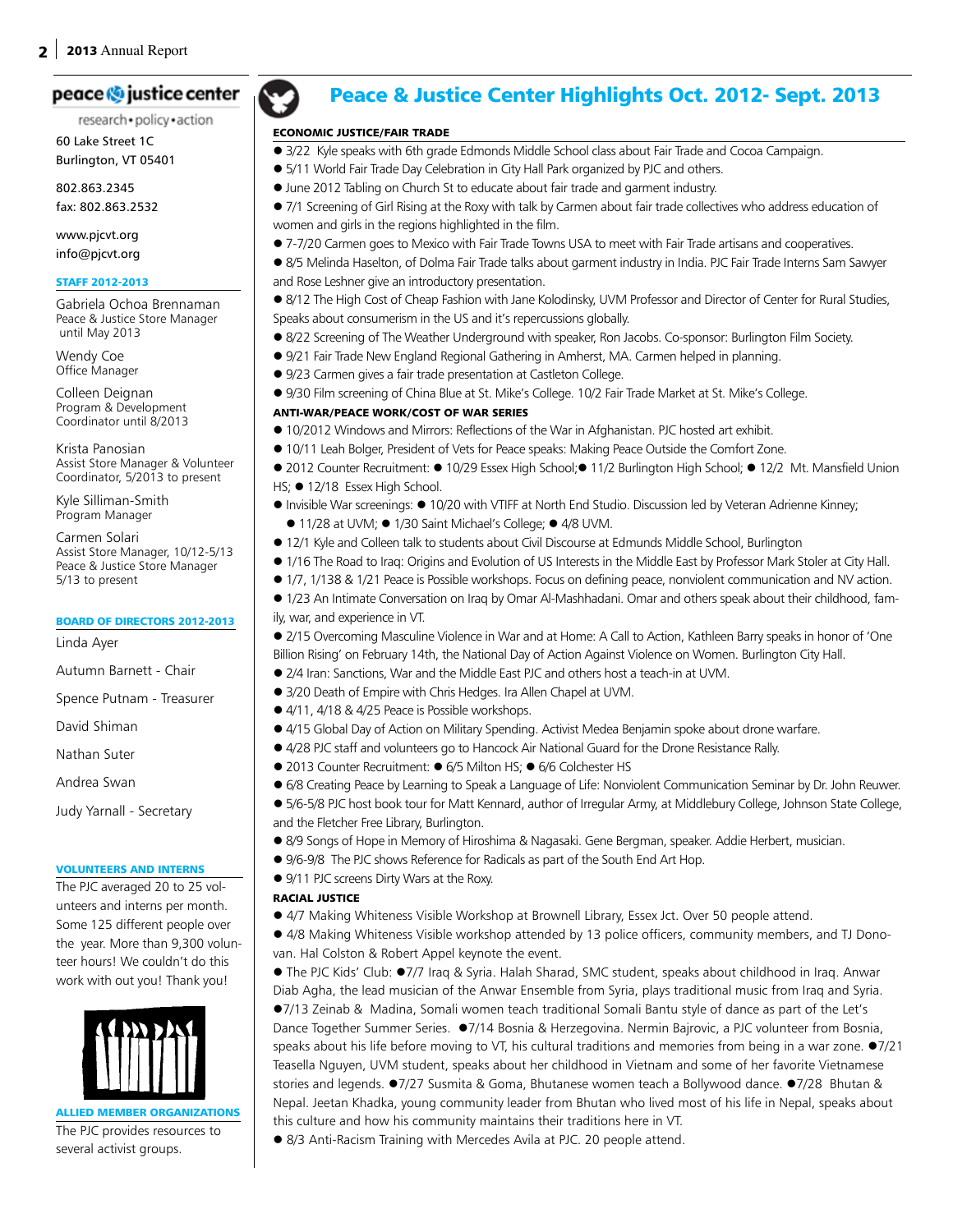peace justice center

research • policy • action

60 Lake Street 1C
Burlington, VT 05401

802.863.2345
fax: 802.863.2532

www.pjcvt.org
info@pjcvt.org

### STAFF 2012-2013

Gabriela Ochoa Brennaman
Peace & Justice Store Manager until May 2013

Wendy Coe
Office Manager

Colleen Deignan
Program & Development Coordinator until 8/2013

Krista Panosian
Assist Store Manager & Volunteer Coordinator, 5/2013 to present

Kyle Silliman-Smith
Program Manager

Carmen Solari
Assist Store Manager, 10/12-5/13
Peace & Justice Store Manager 5/13 to present

### BOARD OF DIRECTORS 2012-2013

Linda Ayer

Autumn Barnett - Chair

Spence Putnam - Treasurer

David Shiman

Nathan Suter

Andrea Swan

Judy Yarnall - Secretary

### VOLUNTEERS AND INTERNS

The PJC averaged 20 to 25 volunteers and interns per month. Some 125 different people over the year. More than 9,300 volunteer hours! We couldn't do this work with out you! Thank you!

### ALLIED MEMBER ORGANIZATIONS

The PJC provides resources to several activist groups.

# Peace & Justice Center Highlights Oct. 2012- Sept. 2013

### ECONOMIC JUSTICE/FAIR TRADE

- 3/22 Kyle speaks with 6th grade Edmonds Middle School class about Fair Trade and Cocoa Campaign.
- 5/11 World Fair Trade Day Celebration in City Hall Park organized by PJC and others.
- June 2012 Tabling on Church St to educate about fair trade and garment industry.
- 7/1 Screening of Girl Rising at the Roxy with talk by Carmen about fair trade collectives who address education of women and girls in the regions highlighted in the film.
- 7-7/20 Carmen goes to Mexico with Fair Trade Towns USA to meet with Fair Trade artisans and cooperatives.
- 8/5 Melinda Haselton, of Dolma Fair Trade talks about garment industry in India. PJC Fair Trade Interns Sam Sawyer and Rose Leshner give an introductory presentation.
- 8/12 The High Cost of Cheap Fashion with Jane Kolodinsky, UVM Professor and Director of Center for Rural Studies, Speaks about consumerism in the US and it's repercussions globally.
- 8/22 Screening of The Weather Underground with speaker, Ron Jacobs. Co-sponsor: Burlington Film Society.
- 9/21 Fair Trade New England Regional Gathering in Amherst, MA. Carmen helped in planning.
- 9/23 Carmen gives a fair trade presentation at Castleton College.
- 9/30 Film screening of China Blue at St. Mike's College. 10/2 Fair Trade Market at St. Mike's College.

### ANTI-WAR/PEACE WORK/COST OF WAR SERIES

- 10/2012 Windows and Mirrors: Reflections of the War in Afghanistan. PJC hosted art exhibit.
- 10/11 Leah Bolger, President of Vets for Peace speaks: Making Peace Outside the Comfort Zone.
- 2012 Counter Recruitment: ● 10/29 Essex High School;● 11/2 Burlington High School; ● 12/2 Mt. Mansfield Union HS; ● 12/18 Essex High School.
- Invisible War screenings: ● 10/20 with VTIFF at North End Studio. Discussion led by Veteran Adrienne Kinney; ● 11/28 at UVM; ● 1/30 Saint Michael's College; ● 4/8 UVM.
- 12/1 Kyle and Colleen talk to students about Civil Discourse at Edmunds Middle School, Burlington
- 1/16 The Road to Iraq: Origins and Evolution of US Interests in the Middle East by Professor Mark Stoler at City Hall.
- 1/7, 1/138 & 1/21 Peace is Possible workshops. Focus on defining peace, nonviolent communication and NV action.
- 1/23 An Intimate Conversation on Iraq by Omar Al-Mashhadani. Omar and others speak about their childhood, family, war, and experience in VT.
- 2/15 Overcoming Masculine Violence in War and at Home: A Call to Action, Kathleen Barry speaks in honor of 'One Billion Rising' on February 14th, the National Day of Action Against Violence on Women. Burlington City Hall.
- 2/4 Iran: Sanctions, War and the Middle East PJC and others host a teach-in at UVM.
- 3/20 Death of Empire with Chris Hedges. Ira Allen Chapel at UVM.
- 4/11, 4/18 & 4/25 Peace is Possible workshops.
- 4/15 Global Day of Action on Military Spending. Activist Medea Benjamin spoke about drone warfare.
- 4/28 PJC staff and volunteers go to Hancock Air National Guard for the Drone Resistance Rally.
- 2013 Counter Recruitment: ● 6/5 Milton HS; ● 6/6 Colchester HS
- 6/8 Creating Peace by Learning to Speak a Language of Life: Nonviolent Communication Seminar by Dr. John Reuwer.
- 5/6-5/8 PJC host book tour for Matt Kennard, author of Irregular Army, at Middlebury College, Johnson State College, and the Fletcher Free Library, Burlington.
- 8/9 Songs of Hope in Memory of Hiroshima & Nagasaki. Gene Bergman, speaker. Addie Herbert, musician.
- 9/6-9/8 The PJC shows Reference for Radicals as part of the South End Art Hop.
- 9/11 PJC screens Dirty Wars at the Roxy.

### RACIAL JUSTICE

- 4/7 Making Whiteness Visible Workshop at Brownell Library, Essex Jct. Over 50 people attend.
- 4/8 Making Whiteness Visible workshop attended by 13 police officers, community members, and TJ Donovan. Hal Colston & Robert Appel keynote the event.
- The PJC Kids' Club: ●7/7 Iraq & Syria. Halah Sharad, SMC student, speaks about childhood in Iraq. Anwar Diab Agha, the lead musician of the Anwar Ensemble from Syria, plays traditional music from Iraq and Syria. ●7/13 Zeinab & Madina, Somali women teach traditional Somali Bantu style of dance as part of the Let's Dance Together Summer Series. ●7/14 Bosnia & Herzegovina. Nermin Bajrovic, a PJC volunteer from Bosnia, speaks about his life before moving to VT, his cultural traditions and memories from being in a war zone. ●7/21 Teasella Nguyen, UVM student, speaks about her childhood in Vietnam and some of her favorite Vietnamese stories and legends. ●7/27 Susmita & Goma, Bhutanese women teach a Bollywood dance. ●7/28 Bhutan & Nepal. Jeetan Khadka, young community leader from Bhutan who lived most of his life in Nepal, speaks about this culture and how his community maintains their traditions here in VT.
- 8/3 Anti-Racism Training with Mercedes Avila at PJC. 20 people attend.